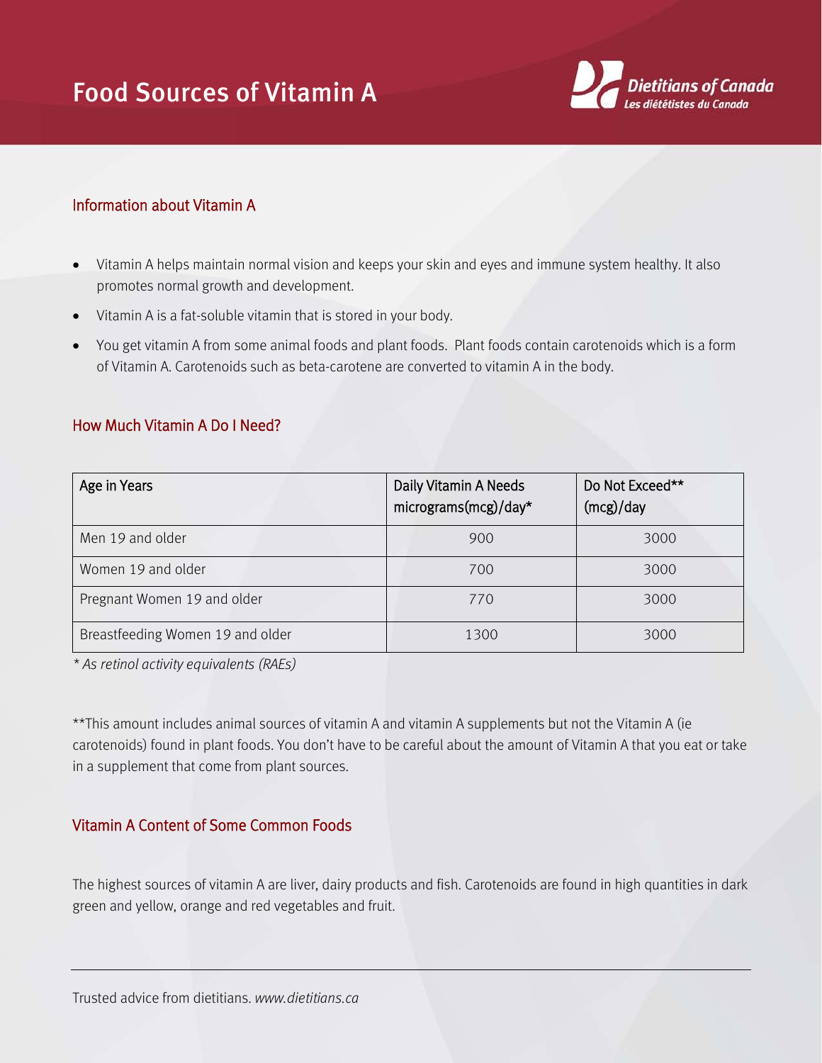# Food Sources of Vitamin A

Dietitians of Canada
Les diététistes du Canada

## Information about Vitamin A

- Vitamin A helps maintain normal vision and keeps your skin and eyes and immune system healthy. It also promotes normal growth and development.
- Vitamin A is a fat-soluble vitamin that is stored in your body.
- You get vitamin A from some animal foods and plant foods. Plant foods contain carotenoids which is a form of Vitamin A. Carotenoids such as beta-carotene are converted to vitamin A in the body.

## How Much Vitamin A Do I Need?

| Age in Years | Daily Vitamin A Needs micrograms(mcg)/day* | Do Not Exceed** (mcg)/day |
|---|---|---|
| Men 19 and older | 900 | 3000 |
| Women 19 and older | 700 | 3000 |
| Pregnant Women 19 and older | 770 | 3000 |
| Breastfeeding Women 19 and older | 1300 | 3000 |

*\* As retinol activity equivalents (RAEs)*

**This amount includes animal sources of vitamin A and vitamin A supplements but not the Vitamin A (ie carotenoids) found in plant foods. You don't have to be careful about the amount of Vitamin A that you eat or take in a supplement that come from plant sources.

## Vitamin A Content of Some Common Foods

The highest sources of vitamin A are liver, dairy products and fish. Carotenoids are found in high quantities in dark green and yellow, orange and red vegetables and fruit.

Trusted advice from dietitians. *www.dietitians.ca*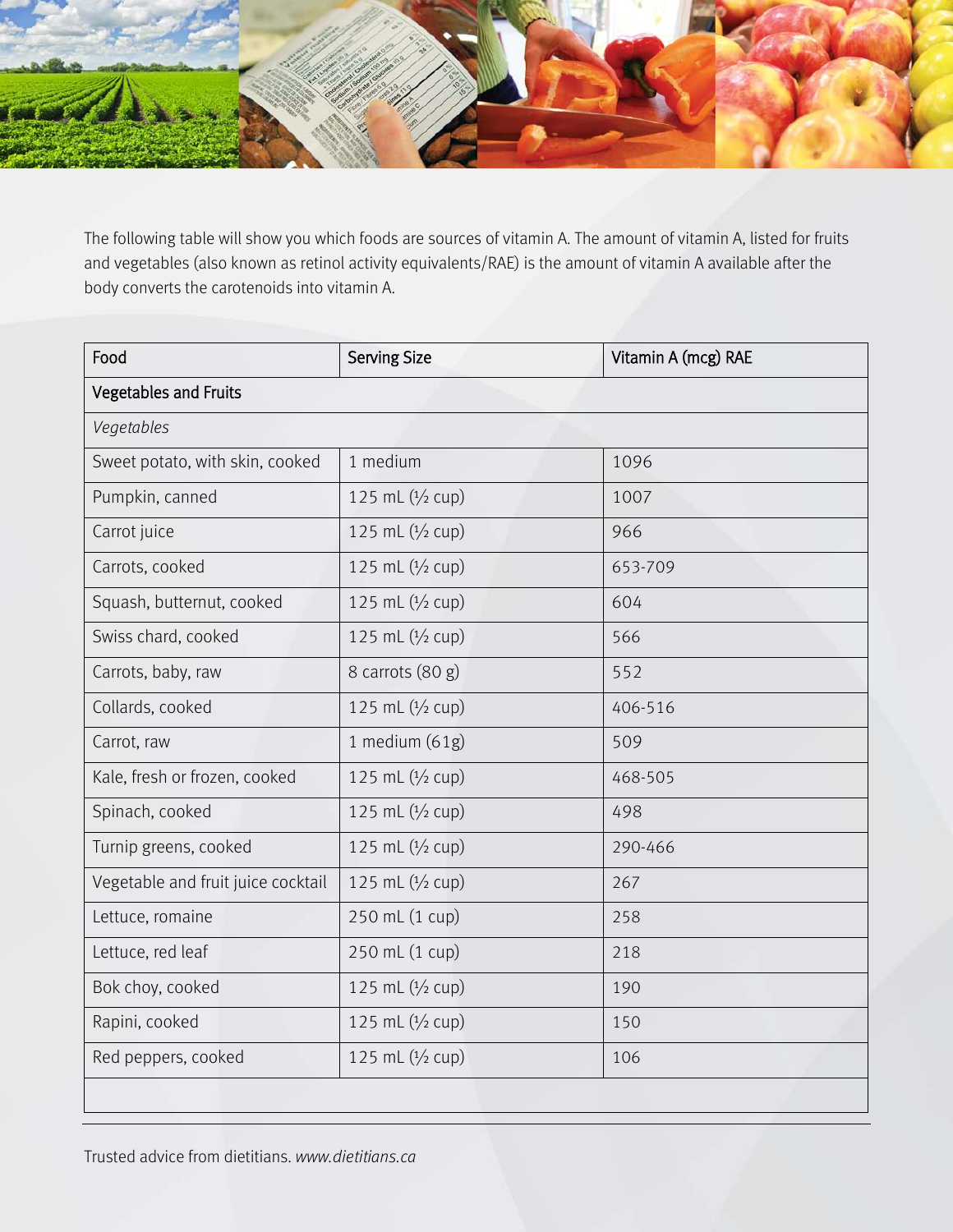The following table will show you which foods are sources of vitamin A. The amount of vitamin A, listed for fruits and vegetables (also known as retinol activity equivalents/RAE) is the amount of vitamin A available after the body converts the carotenoids into vitamin A.

| Food | Serving Size | Vitamin A (mcg) RAE |
|---|---|---|
| Vegetables and Fruits | | |
| *Vegetables* | | |
| Sweet potato, with skin, cooked | 1 medium | 1096 |
| Pumpkin, canned | 125 mL (½ cup) | 1007 |
| Carrot juice | 125 mL (½ cup) | 966 |
| Carrots, cooked | 125 mL (½ cup) | 653-709 |
| Squash, butternut, cooked | 125 mL (½ cup) | 604 |
| Swiss chard, cooked | 125 mL (½ cup) | 566 |
| Carrots, baby, raw | 8 carrots (80 g) | 552 |
| Collards, cooked | 125 mL (½ cup) | 406-516 |
| Carrot, raw | 1 medium (61g) | 509 |
| Kale, fresh or frozen, cooked | 125 mL (½ cup) | 468-505 |
| Spinach, cooked | 125 mL (½ cup) | 498 |
| Turnip greens, cooked | 125 mL (½ cup) | 290-466 |
| Vegetable and fruit juice cocktail | 125 mL (½ cup) | 267 |
| Lettuce, romaine | 250 mL (1 cup) | 258 |
| Lettuce, red leaf | 250 mL (1 cup) | 218 |
| Bok choy, cooked | 125 mL (½ cup) | 190 |
| Rapini, cooked | 125 mL (½ cup) | 150 |
| Red peppers, cooked | 125 mL (½ cup) | 106 |
| | | |

Trusted advice from dietitians. *www.dietitians.ca*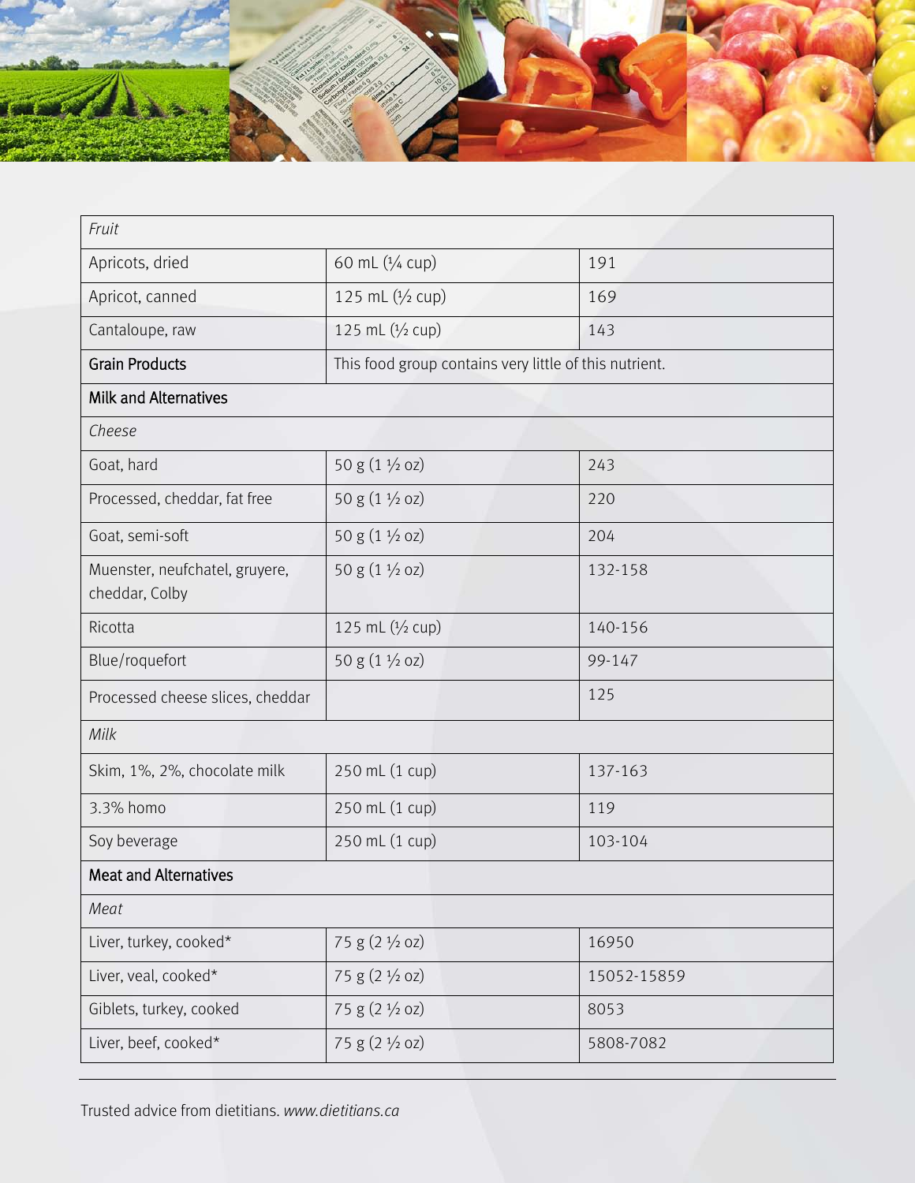| *Fruit* | | |
|---|---|---|
| Apricots, dried | 60 mL (¼ cup) | 191 |
| Apricot, canned | 125 mL (½ cup) | 169 |
| Cantaloupe, raw | 125 mL (½ cup) | 143 |
| **Grain Products** | This food group contains very little of this nutrient. | |
| **Milk and Alternatives** | | |
| *Cheese* | | |
| Goat, hard | 50 g (1 ½ oz) | 243 |
| Processed, cheddar, fat free | 50 g (1 ½ oz) | 220 |
| Goat, semi-soft | 50 g (1 ½ oz) | 204 |
| Muenster, neufchatel, gruyere, cheddar, Colby | 50 g (1 ½ oz) | 132-158 |
| Ricotta | 125 mL (½ cup) | 140-156 |
| Blue/roquefort | 50 g (1 ½ oz) | 99-147 |
| Processed cheese slices, cheddar | | 125 |
| *Milk* | | |
| Skim, 1%, 2%, chocolate milk | 250 mL (1 cup) | 137-163 |
| 3.3% homo | 250 mL (1 cup) | 119 |
| Soy beverage | 250 mL (1 cup) | 103-104 |
| **Meat and Alternatives** | | |
| *Meat* | | |
| Liver, turkey, cooked* | 75 g (2 ½ oz) | 16950 |
| Liver, veal, cooked* | 75 g (2 ½ oz) | 15052-15859 |
| Giblets, turkey, cooked | 75 g (2 ½ oz) | 8053 |
| Liver, beef, cooked* | 75 g (2 ½ oz) | 5808-7082 |

Trusted advice from dietitians. *www.dietitians.ca*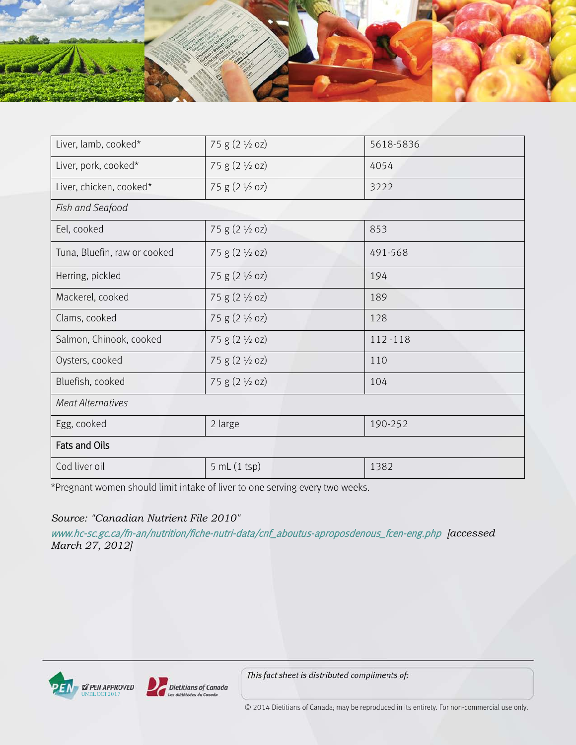| | | |
|---|---|---|
| Liver, lamb, cooked* | 75 g (2 ½ oz) | 5618-5836 |
| Liver, pork, cooked* | 75 g (2 ½ oz) | 4054 |
| Liver, chicken, cooked* | 75 g (2 ½ oz) | 3222 |
| *Fish and Seafood* | | |
| Eel, cooked | 75 g (2 ½ oz) | 853 |
| Tuna, Bluefin, raw or cooked | 75 g (2 ½ oz) | 491-568 |
| Herring, pickled | 75 g (2 ½ oz) | 194 |
| Mackerel, cooked | 75 g (2 ½ oz) | 189 |
| Clams, cooked | 75 g (2 ½ oz) | 128 |
| Salmon, Chinook, cooked | 75 g (2 ½ oz) | 112 -118 |
| Oysters, cooked | 75 g (2 ½ oz) | 110 |
| Bluefish, cooked | 75 g (2 ½ oz) | 104 |
| *Meat Alternatives* | | |
| Egg, cooked | 2 large | 190-252 |
| Fats and Oils | | |
| Cod liver oil | 5 mL (1 tsp) | 1382 |

*Pregnant women should limit intake of liver to one serving every two weeks.

*Source: "Canadian Nutrient File 2010"*
*www.hc-sc.gc.ca/fn-an/nutrition/fiche-nutri-data/cnf_aboutus-aproposdenous_fcen-eng.php [accessed March 27, 2012]*

PEN APPROVED UNTIL OCT 2017

Dietitians of Canada
Les diététistes du Canada

*This fact sheet is distributed compliments of:*

© 2014 Dietitians of Canada; may be reproduced in its entirety. For non-commercial use only.